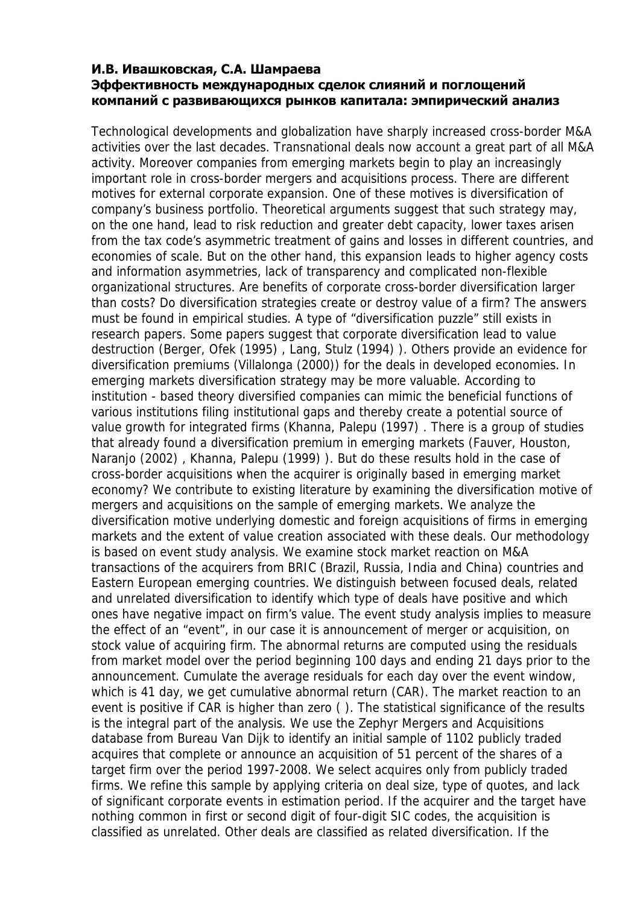**И.В. Ивашковская, С.А. Шамраева**
**Эффективность международных сделок слияний и поглощений компаний с развивающихся рынков капитала: эмпирический анализ**

Technological developments and globalization have sharply increased cross-border M&A activities over the last decades. Transnational deals now account a great part of all M&A activity. Moreover companies from emerging markets begin to play an increasingly important role in cross-border mergers and acquisitions process. There are different motives for external corporate expansion. One of these motives is diversification of company's business portfolio. Theoretical arguments suggest that such strategy may, on the one hand, lead to risk reduction and greater debt capacity, lower taxes arisen from the tax code's asymmetric treatment of gains and losses in different countries, and economies of scale. But on the other hand, this expansion leads to higher agency costs and information asymmetries, lack of transparency and complicated non-flexible organizational structures. Are benefits of corporate cross-border diversification larger than costs? Do diversification strategies create or destroy value of a firm? The answers must be found in empirical studies. A type of "diversification puzzle" still exists in research papers. Some papers suggest that corporate diversification lead to value destruction (Berger, Ofek (1995) , Lang, Stulz (1994) ). Others provide an evidence for diversification premiums (Villalonga (2000)) for the deals in developed economies. In emerging markets diversification strategy may be more valuable. According to institution - based theory diversified companies can mimic the beneficial functions of various institutions filing institutional gaps and thereby create a potential source of value growth for integrated firms (Khanna, Palepu (1997) . There is a group of studies that already found a diversification premium in emerging markets (Fauver, Houston, Naranjo (2002) , Khanna, Palepu (1999) ). But do these results hold in the case of cross-border acquisitions when the acquirer is originally based in emerging market economy? We contribute to existing literature by examining the diversification motive of mergers and acquisitions on the sample of emerging markets. We analyze the diversification motive underlying domestic and foreign acquisitions of firms in emerging markets and the extent of value creation associated with these deals. Our methodology is based on event study analysis. We examine stock market reaction on M&A transactions of the acquirers from BRIC (Brazil, Russia, India and China) countries and Eastern European emerging countries. We distinguish between focused deals, related and unrelated diversification to identify which type of deals have positive and which ones have negative impact on firm's value. The event study analysis implies to measure the effect of an "event", in our case it is announcement of merger or acquisition, on stock value of acquiring firm. The abnormal returns are computed using the residuals from market model over the period beginning 100 days and ending 21 days prior to the announcement. Cumulate the average residuals for each day over the event window, which is 41 day, we get cumulative abnormal return (CAR). The market reaction to an event is positive if CAR is higher than zero ( ). The statistical significance of the results is the integral part of the analysis. We use the Zephyr Mergers and Acquisitions database from Bureau Van Dijk to identify an initial sample of 1102 publicly traded acquires that complete or announce an acquisition of 51 percent of the shares of a target firm over the period 1997-2008. We select acquires only from publicly traded firms. We refine this sample by applying criteria on deal size, type of quotes, and lack of significant corporate events in estimation period. If the acquirer and the target have nothing common in first or second digit of four-digit SIC codes, the acquisition is classified as unrelated. Other deals are classified as related diversification. If the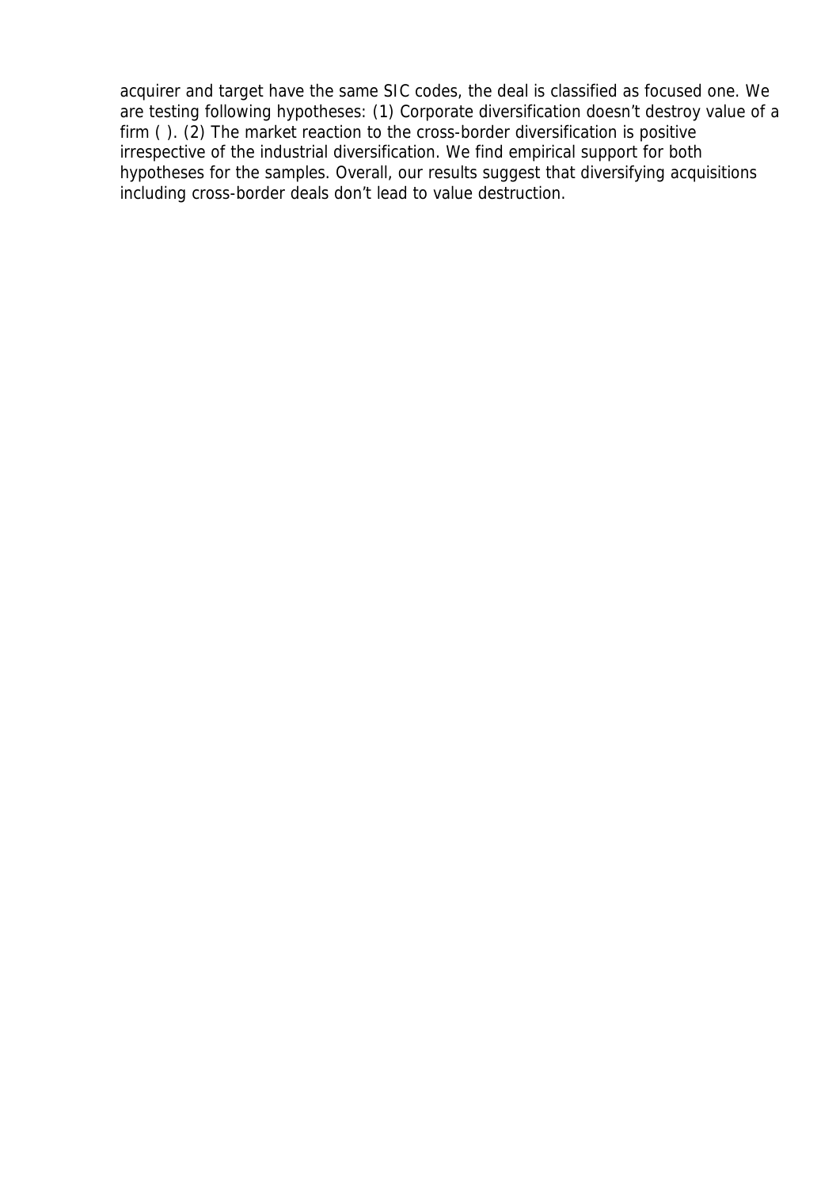acquirer and target have the same SIC codes, the deal is classified as focused one. We are testing following hypotheses: (1) Corporate diversification doesn't destroy value of a firm ( ). (2) The market reaction to the cross-border diversification is positive irrespective of the industrial diversification. We find empirical support for both hypotheses for the samples. Overall, our results suggest that diversifying acquisitions including cross-border deals don't lead to value destruction.